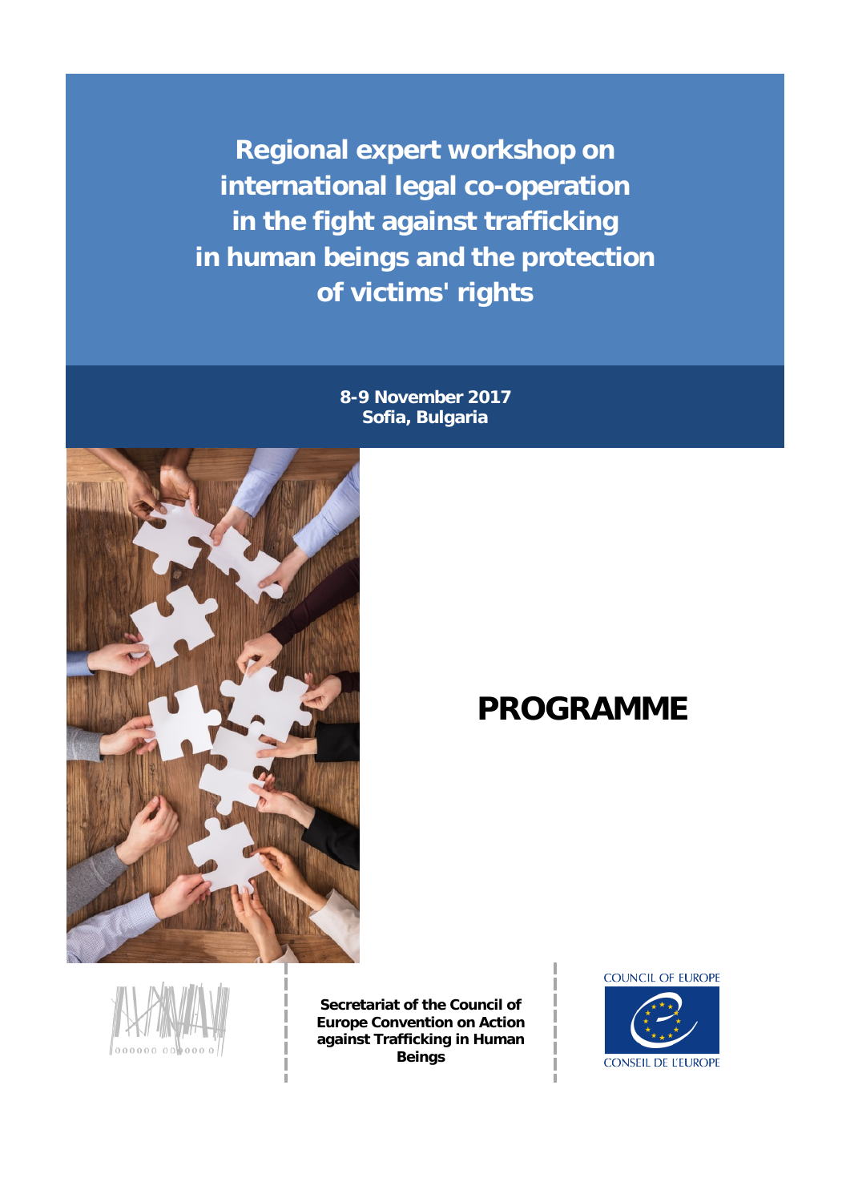# Regional expert workshop on international legal co-operation in the fight against trafficking in human beings and the protection of victims' rights

**8-9 November 2017**
**Sofia, Bulgaria**

## PROGRAMME

**Secretariat of the Council of Europe Convention on Action against Trafficking in Human Beings**

COUNCIL OF EUROPE

CONSEIL DE L'EUROPE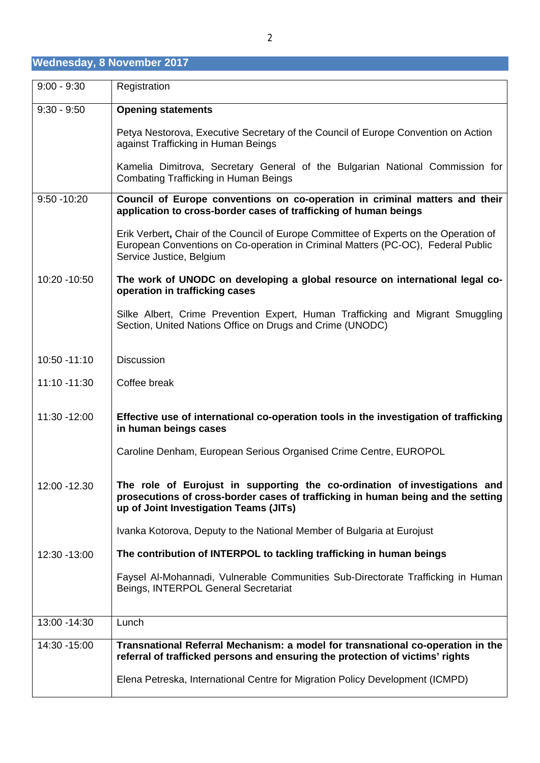## Wednesday, 8 November 2017

| | |
|---|---|
| 9:00 - 9:30 | Registration |
| 9:30 - 9:50 | **Opening statements**<br><br>Petya Nestorova, Executive Secretary of the Council of Europe Convention on Action against Trafficking in Human Beings<br><br>Kamelia Dimitrova, Secretary General of the Bulgarian National Commission for Combating Trafficking in Human Beings |
| 9:50 -10:20 | **Council of Europe conventions on co-operation in criminal matters and their application to cross-border cases of trafficking of human beings**<br><br>Erik Verbert**,** Chair of the Council of Europe Committee of Experts on the Operation of European Conventions on Co-operation in Criminal Matters (PC-OC), Federal Public Service Justice, Belgium |
| 10:20 -10:50 | **The work of UNODC on developing a global resource on international legal co-operation in trafficking cases**<br><br>Silke Albert, Crime Prevention Expert, Human Trafficking and Migrant Smuggling Section, United Nations Office on Drugs and Crime (UNODC) |
| 10:50 -11:10 | Discussion |
| 11:10 -11:30 | Coffee break |
| 11:30 -12:00 | **Effective use of international co-operation tools in the investigation of trafficking in human beings cases**<br><br>Caroline Denham, European Serious Organised Crime Centre, EUROPOL |
| 12:00 -12.30 | **The role of Eurojust in supporting the co-ordination of investigations and prosecutions of cross-border cases of trafficking in human being and the setting up of Joint Investigation Teams (JITs)**<br><br>Ivanka Kotorova, Deputy to the National Member of Bulgaria at Eurojust |
| 12:30 -13:00 | **The contribution of INTERPOL to tackling trafficking in human beings**<br><br>Faysel Al-Mohannadi, Vulnerable Communities Sub-Directorate Trafficking in Human Beings, INTERPOL General Secretariat |
| 13:00 -14:30 | Lunch |
| 14:30 -15:00 | **Transnational Referral Mechanism: a model for transnational co-operation in the referral of trafficked persons and ensuring the protection of victims' rights**<br><br>Elena Petreska, International Centre for Migration Policy Development (ICMPD) |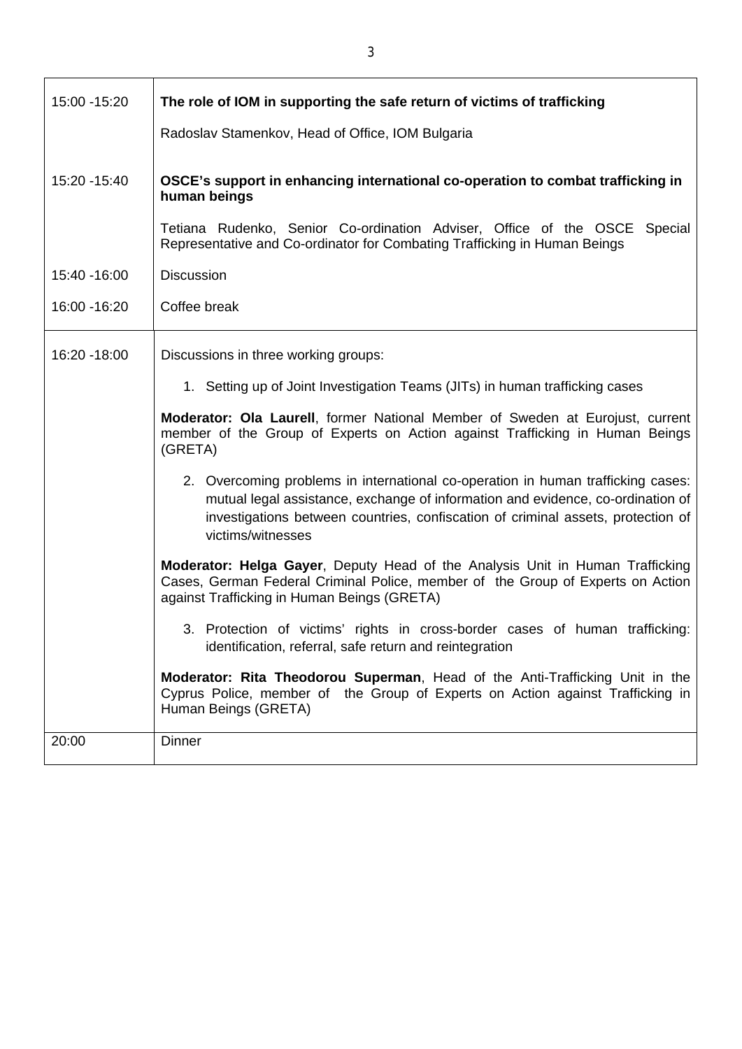| | |
|---|---|
| 15:00 -15:20 | **The role of IOM in supporting the safe return of victims of trafficking**<br><br>Radoslav Stamenkov, Head of Office, IOM Bulgaria |
| 15:20 -15:40 | **OSCE's support in enhancing international co-operation to combat trafficking in human beings**<br><br>Tetiana Rudenko, Senior Co-ordination Adviser, Office of the OSCE Special Representative and Co-ordinator for Combating Trafficking in Human Beings |
| 15:40 -16:00 | Discussion |
| 16:00 -16:20 | Coffee break |
| 16:20 -18:00 | Discussions in three working groups:<br><br>1. Setting up of Joint Investigation Teams (JITs) in human trafficking cases<br><br>**Moderator: Ola Laurell**, former National Member of Sweden at Eurojust, current member of the Group of Experts on Action against Trafficking in Human Beings (GRETA)<br><br>2. Overcoming problems in international co-operation in human trafficking cases: mutual legal assistance, exchange of information and evidence, co-ordination of investigations between countries, confiscation of criminal assets, protection of victims/witnesses<br><br>**Moderator: Helga Gayer**, Deputy Head of the Analysis Unit in Human Trafficking Cases, German Federal Criminal Police, member of the Group of Experts on Action against Trafficking in Human Beings (GRETA)<br><br>3. Protection of victims' rights in cross-border cases of human trafficking: identification, referral, safe return and reintegration<br><br>**Moderator: Rita Theodorou Superman**, Head of the Anti-Trafficking Unit in the Cyprus Police, member of the Group of Experts on Action against Trafficking in Human Beings (GRETA) |
| 20:00 | Dinner |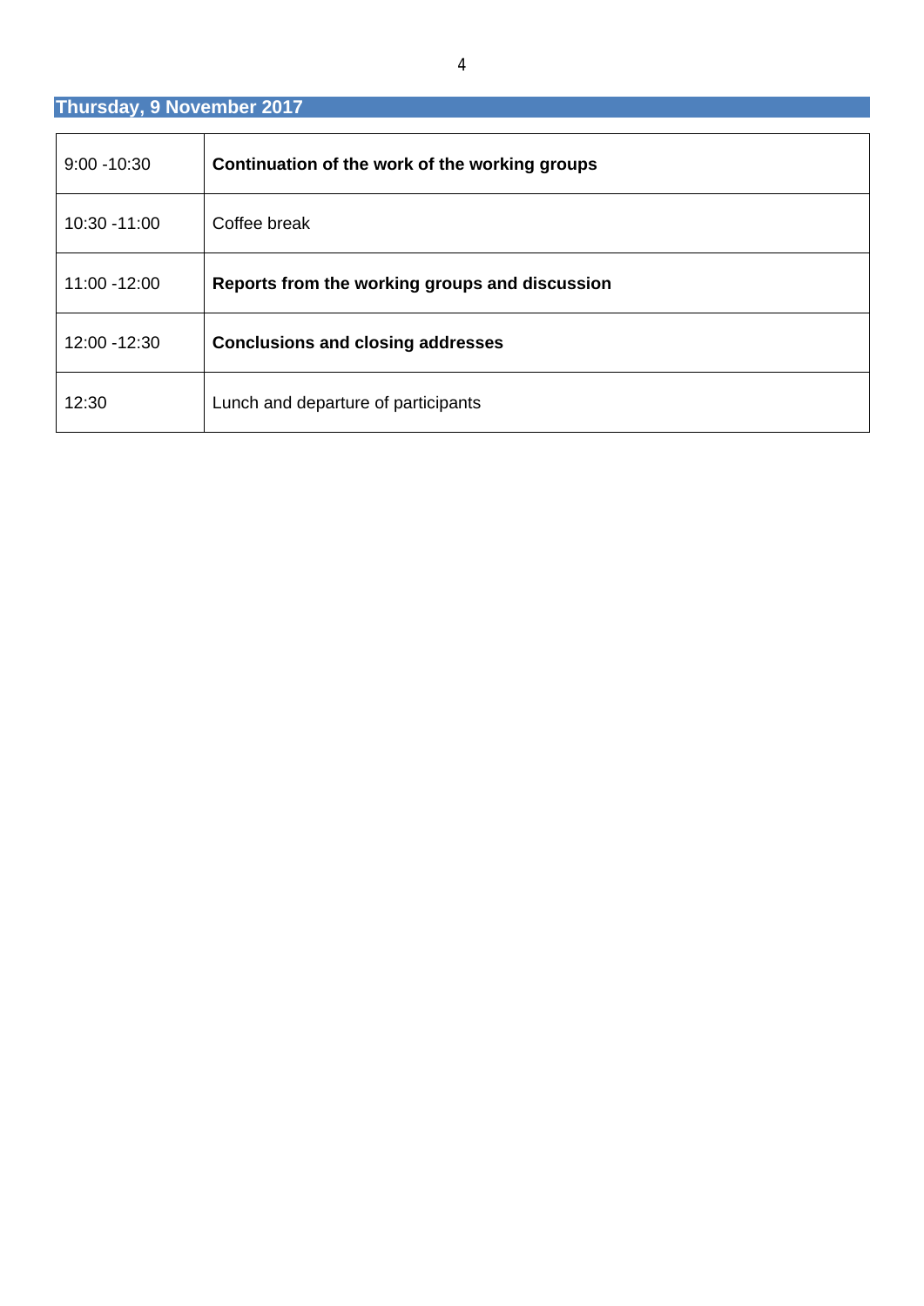## Thursday, 9 November 2017

| | |
|---|---|
| 9:00 -10:30 | **Continuation of the work of the working groups** |
| 10:30 -11:00 | Coffee break |
| 11:00 -12:00 | **Reports from the working groups and discussion** |
| 12:00 -12:30 | **Conclusions and closing addresses** |
| 12:30 | Lunch and departure of participants |